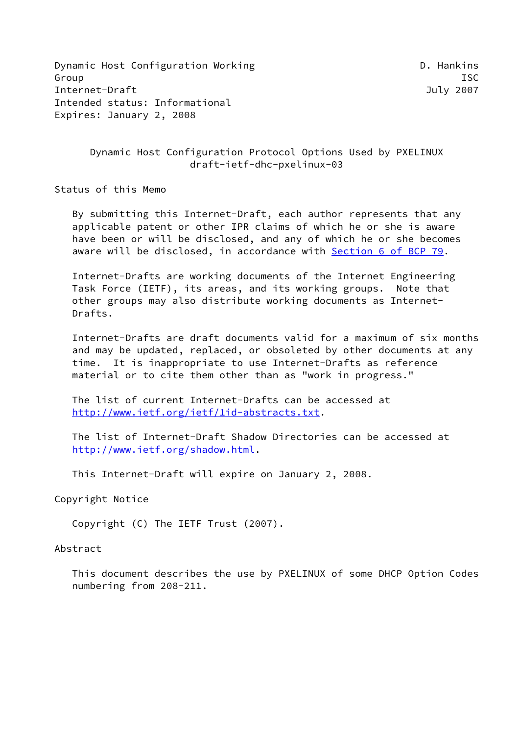Dynamic Host Configuration Working Group — D. Hankins, ISC

Internet-Draft — July 2007

Intended status: Informational

Expires: January 2, 2008

# Dynamic Host Configuration Protocol Options Used by PXELINUX
## draft-ietf-dhc-pxelinux-03

## Status of this Memo

By submitting this Internet-Draft, each author represents that any applicable patent or other IPR claims of which he or she is aware have been or will be disclosed, and any of which he or she becomes aware will be disclosed, in accordance with Section 6 of BCP 79.

Internet-Drafts are working documents of the Internet Engineering Task Force (IETF), its areas, and its working groups. Note that other groups may also distribute working documents as Internet-Drafts.

Internet-Drafts are draft documents valid for a maximum of six months and may be updated, replaced, or obsoleted by other documents at any time. It is inappropriate to use Internet-Drafts as reference material or to cite them other than as "work in progress."

The list of current Internet-Drafts can be accessed at http://www.ietf.org/ietf/1id-abstracts.txt.

The list of Internet-Draft Shadow Directories can be accessed at http://www.ietf.org/shadow.html.

This Internet-Draft will expire on January 2, 2008.

## Copyright Notice

Copyright (C) The IETF Trust (2007).

## Abstract

This document describes the use by PXELINUX of some DHCP Option Codes numbering from 208-211.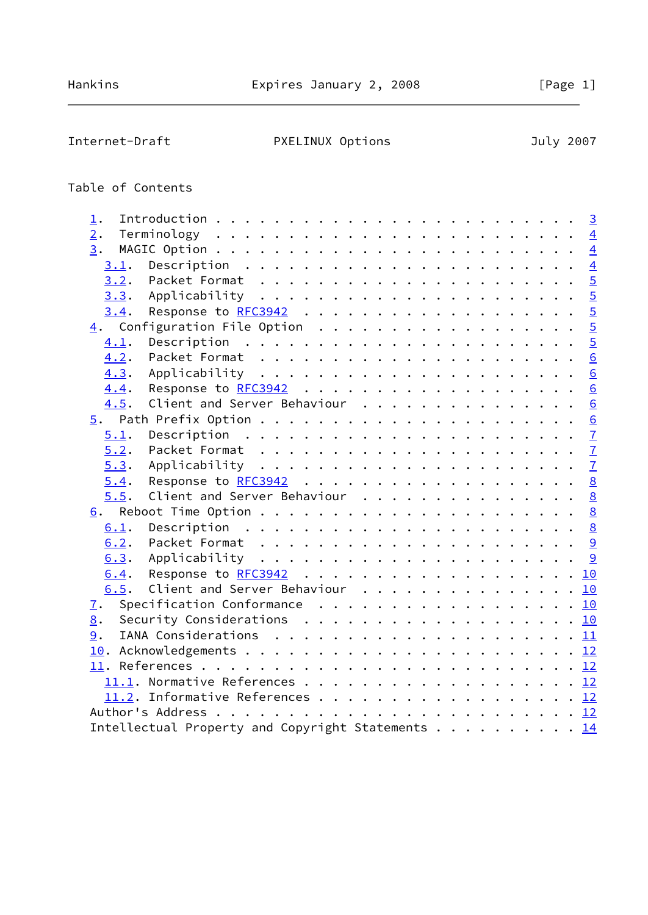Table of Contents

```
   1.  Introduction . . . . . . . . . . . . . . . . . . . . . . . .  3
   2.  Terminology  . . . . . . . . . . . . . . . . . . . . . . . .  4
   3.  MAGIC Option . . . . . . . . . . . . . . . . . . . . . . . .  4
     3.1.  Description  . . . . . . . . . . . . . . . . . . . . . .  4
     3.2.  Packet Format  . . . . . . . . . . . . . . . . . . . . .  5
     3.3.  Applicability  . . . . . . . . . . . . . . . . . . . . .  5
     3.4.  Response to RFC3942  . . . . . . . . . . . . . . . . . .  5
   4.  Configuration File Option  . . . . . . . . . . . . . . . . .  5
     4.1.  Description  . . . . . . . . . . . . . . . . . . . . . .  5
     4.2.  Packet Format  . . . . . . . . . . . . . . . . . . . . .  6
     4.3.  Applicability  . . . . . . . . . . . . . . . . . . . . .  6
     4.4.  Response to RFC3942  . . . . . . . . . . . . . . . . . .  6
     4.5.  Client and Server Behaviour  . . . . . . . . . . . . . .  6
   5.  Path Prefix Option . . . . . . . . . . . . . . . . . . . . .  6
     5.1.  Description  . . . . . . . . . . . . . . . . . . . . . .  7
     5.2.  Packet Format  . . . . . . . . . . . . . . . . . . . . .  7
     5.3.  Applicability  . . . . . . . . . . . . . . . . . . . . .  7
     5.4.  Response to RFC3942  . . . . . . . . . . . . . . . . . .  8
     5.5.  Client and Server Behaviour  . . . . . . . . . . . . . .  8
   6.  Reboot Time Option . . . . . . . . . . . . . . . . . . . . .  8
     6.1.  Description  . . . . . . . . . . . . . . . . . . . . . .  8
     6.2.  Packet Format  . . . . . . . . . . . . . . . . . . . . .  9
     6.3.  Applicability  . . . . . . . . . . . . . . . . . . . . .  9
     6.4.  Response to RFC3942  . . . . . . . . . . . . . . . . . . 10
     6.5.  Client and Server Behaviour  . . . . . . . . . . . . . . 10
   7.  Specification Conformance  . . . . . . . . . . . . . . . . . 10
   8.  Security Considerations  . . . . . . . . . . . . . . . . . . 10
   9.  IANA Considerations  . . . . . . . . . . . . . . . . . . . . 11
   10. Acknowledgements . . . . . . . . . . . . . . . . . . . . . . 12
   11. References . . . . . . . . . . . . . . . . . . . . . . . . . 12
     11.1. Normative References . . . . . . . . . . . . . . . . . . 12
     11.2. Informative References . . . . . . . . . . . . . . . . . 12
   Author's Address . . . . . . . . . . . . . . . . . . . . . . . . 12
   Intellectual Property and Copyright Statements . . . . . . . . . 14
```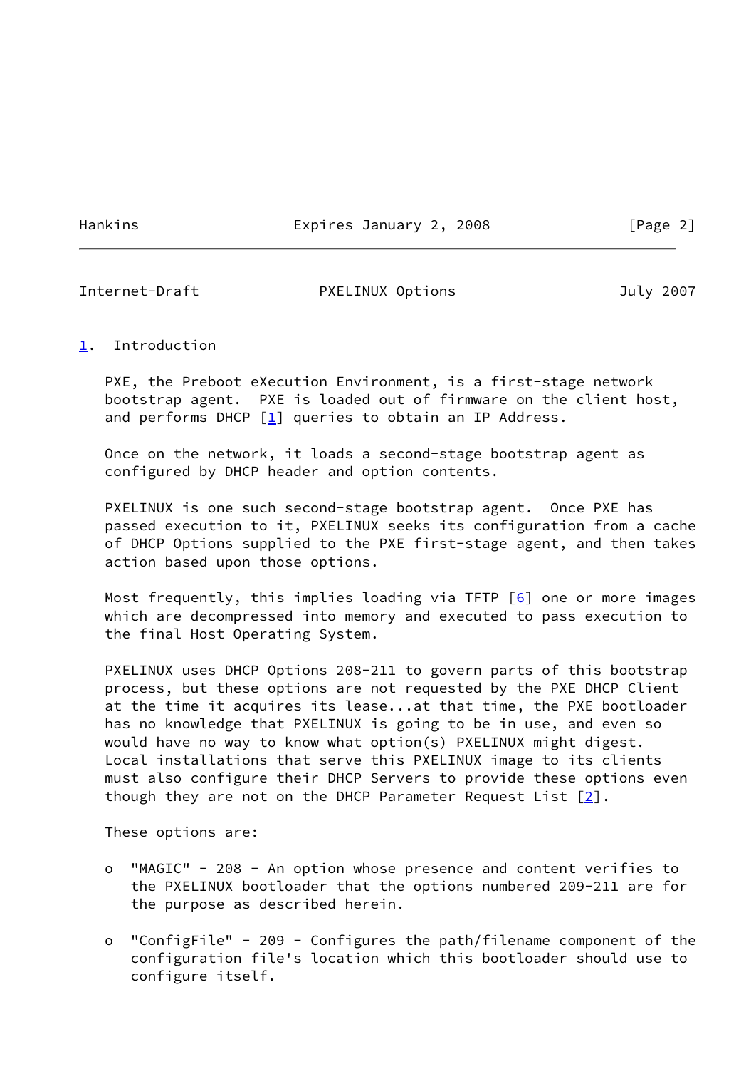## 1. Introduction

PXE, the Preboot eXecution Environment, is a first-stage network bootstrap agent. PXE is loaded out of firmware on the client host, and performs DHCP [1] queries to obtain an IP Address.

Once on the network, it loads a second-stage bootstrap agent as configured by DHCP header and option contents.

PXELINUX is one such second-stage bootstrap agent. Once PXE has passed execution to it, PXELINUX seeks its configuration from a cache of DHCP Options supplied to the PXE first-stage agent, and then takes action based upon those options.

Most frequently, this implies loading via TFTP [6] one or more images which are decompressed into memory and executed to pass execution to the final Host Operating System.

PXELINUX uses DHCP Options 208-211 to govern parts of this bootstrap process, but these options are not requested by the PXE DHCP Client at the time it acquires its lease...at that time, the PXE bootloader has no knowledge that PXELINUX is going to be in use, and even so would have no way to know what option(s) PXELINUX might digest. Local installations that serve this PXELINUX image to its clients must also configure their DHCP Servers to provide these options even though they are not on the DHCP Parameter Request List [2].

These options are:

- "MAGIC" - 208 - An option whose presence and content verifies to the PXELINUX bootloader that the options numbered 209-211 are for the purpose as described herein.

- "ConfigFile" - 209 - Configures the path/filename component of the configuration file's location which this bootloader should use to configure itself.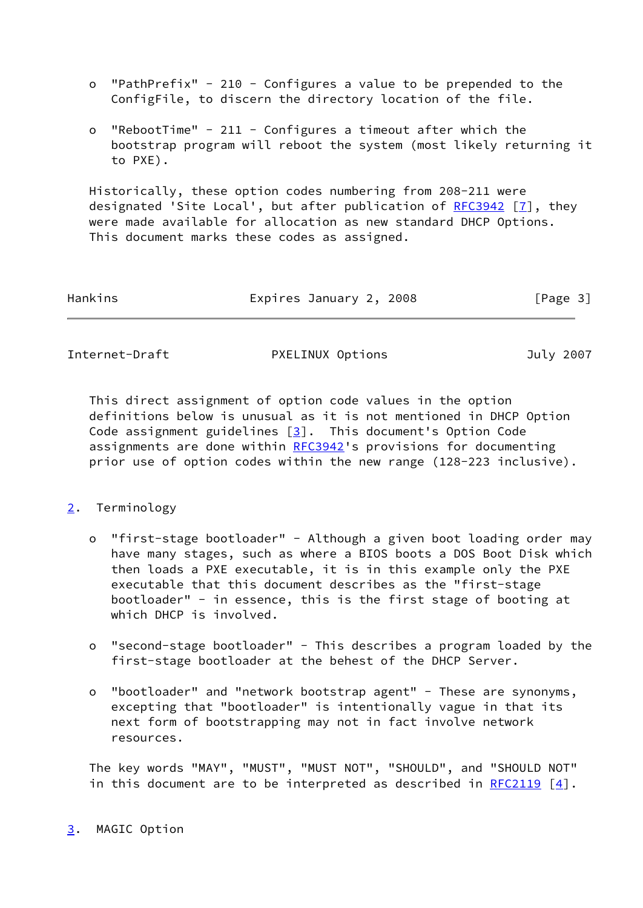- "PathPrefix" - 210 - Configures a value to be prepended to the ConfigFile, to discern the directory location of the file.

- "RebootTime" - 211 - Configures a timeout after which the bootstrap program will reboot the system (most likely returning it to PXE).

Historically, these option codes numbering from 208-211 were designated 'Site Local', but after publication of RFC3942 [7], they were made available for allocation as new standard DHCP Options. This document marks these codes as assigned.

This direct assignment of option code values in the option definitions below is unusual as it is not mentioned in DHCP Option Code assignment guidelines [3]. This document's Option Code assignments are done within RFC3942's provisions for documenting prior use of option codes within the new range (128-223 inclusive).

## 2. Terminology

- "first-stage bootloader" - Although a given boot loading order may have many stages, such as where a BIOS boots a DOS Boot Disk which then loads a PXE executable, it is in this example only the PXE executable that this document describes as the "first-stage bootloader" - in essence, this is the first stage of booting at which DHCP is involved.

- "second-stage bootloader" - This describes a program loaded by the first-stage bootloader at the behest of the DHCP Server.

- "bootloader" and "network bootstrap agent" - These are synonyms, excepting that "bootloader" is intentionally vague in that its next form of bootstrapping may not in fact involve network resources.

The key words "MAY", "MUST", "MUST NOT", "SHOULD", and "SHOULD NOT" in this document are to be interpreted as described in RFC2119 [4].

## 3. MAGIC Option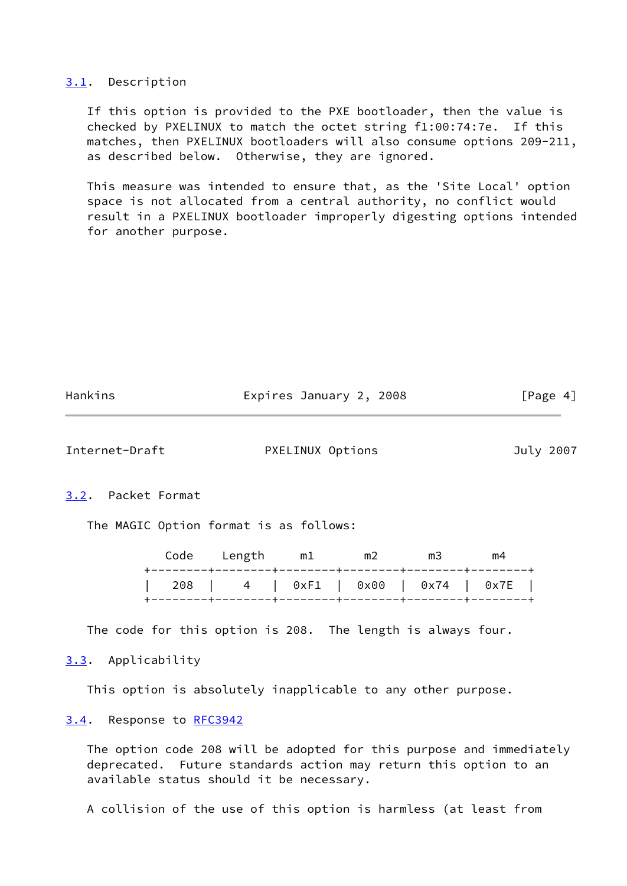### 3.1. Description

If this option is provided to the PXE bootloader, then the value is checked by PXELINUX to match the octet string f1:00:74:7e. If this matches, then PXELINUX bootloaders will also consume options 209-211, as described below. Otherwise, they are ignored.

This measure was intended to ensure that, as the 'Site Local' option space is not allocated from a central authority, no conflict would result in a PXELINUX bootloader improperly digesting options intended for another purpose.

### 3.2. Packet Format

The MAGIC Option format is as follows:

```
    Code    Length     m1       m2       m3       m4
 +--------+--------+--------+--------+--------+--------+
 |   208  |    4   |  0xF1  |  0x00  |  0x74  |  0x7E  |
 +--------+--------+--------+--------+--------+--------+
```

The code for this option is 208. The length is always four.

### 3.3. Applicability

This option is absolutely inapplicable to any other purpose.

### 3.4. Response to RFC3942

The option code 208 will be adopted for this purpose and immediately deprecated. Future standards action may return this option to an available status should it be necessary.

A collision of the use of this option is harmless (at least from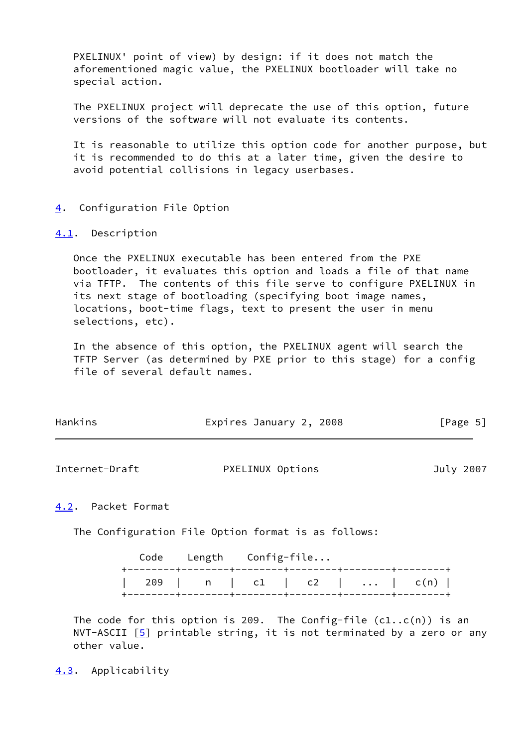PXELINUX' point of view) by design: if it does not match the aforementioned magic value, the PXELINUX bootloader will take no special action.

The PXELINUX project will deprecate the use of this option, future versions of the software will not evaluate its contents.

It is reasonable to utilize this option code for another purpose, but it is recommended to do this at a later time, given the desire to avoid potential collisions in legacy userbases.

## 4. Configuration File Option

### 4.1. Description

Once the PXELINUX executable has been entered from the PXE bootloader, it evaluates this option and loads a file of that name via TFTP. The contents of this file serve to configure PXELINUX in its next stage of bootloading (specifying boot image names, locations, boot-time flags, text to present the user in menu selections, etc).

In the absence of this option, the PXELINUX agent will search the TFTP Server (as determined by PXE prior to this stage) for a config file of several default names.

### 4.2. Packet Format

The Configuration File Option format is as follows:

```
    Code    Length    Config-file...
 +--------+--------+--------+--------+--------+--------+
 |  209   |   n    |   c1   |   c2   |  ...   |  c(n) |
 +--------+--------+--------+--------+--------+--------+
```

The code for this option is 209. The Config-file (c1..c(n)) is an NVT-ASCII [5] printable string, it is not terminated by a zero or any other value.

### 4.3. Applicability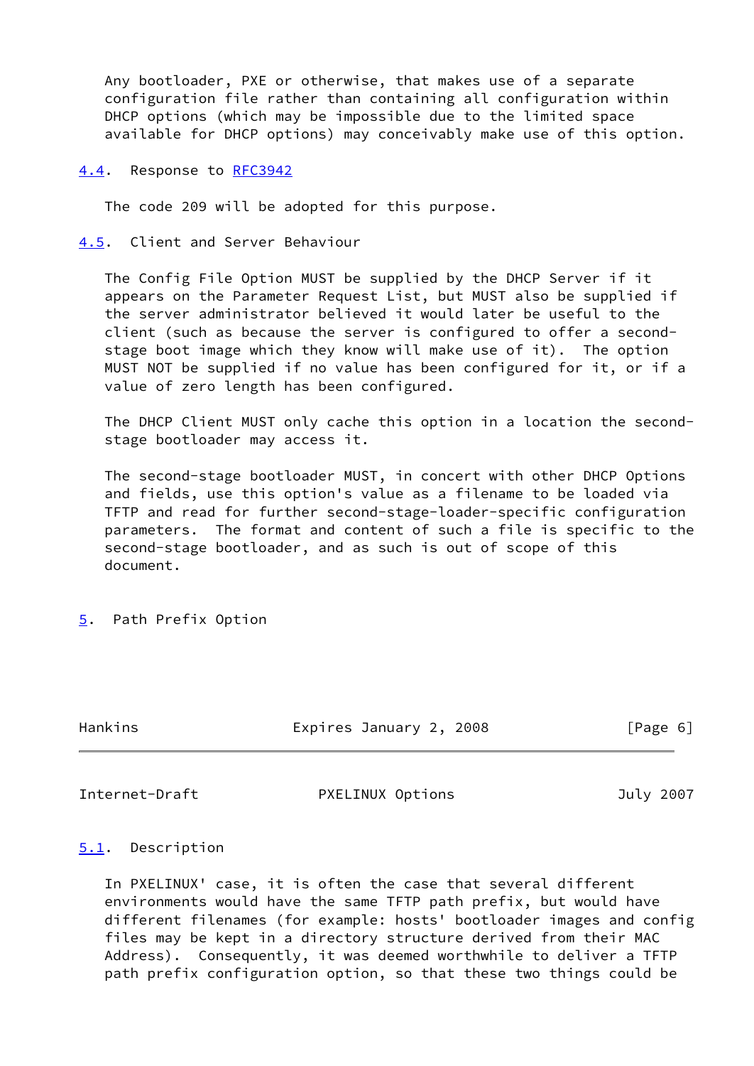Any bootloader, PXE or otherwise, that makes use of a separate configuration file rather than containing all configuration within DHCP options (which may be impossible due to the limited space available for DHCP options) may conceivably make use of this option.

### 4.4. Response to RFC3942

The code 209 will be adopted for this purpose.

### 4.5. Client and Server Behaviour

The Config File Option MUST be supplied by the DHCP Server if it appears on the Parameter Request List, but MUST also be supplied if the server administrator believed it would later be useful to the client (such as because the server is configured to offer a second-stage boot image which they know will make use of it). The option MUST NOT be supplied if no value has been configured for it, or if a value of zero length has been configured.

The DHCP Client MUST only cache this option in a location the second-stage bootloader may access it.

The second-stage bootloader MUST, in concert with other DHCP Options and fields, use this option's value as a filename to be loaded via TFTP and read for further second-stage-loader-specific configuration parameters. The format and content of such a file is specific to the second-stage bootloader, and as such is out of scope of this document.

## 5. Path Prefix Option

### 5.1. Description

In PXELINUX' case, it is often the case that several different environments would have the same TFTP path prefix, but would have different filenames (for example: hosts' bootloader images and config files may be kept in a directory structure derived from their MAC Address). Consequently, it was deemed worthwhile to deliver a TFTP path prefix configuration option, so that these two things could be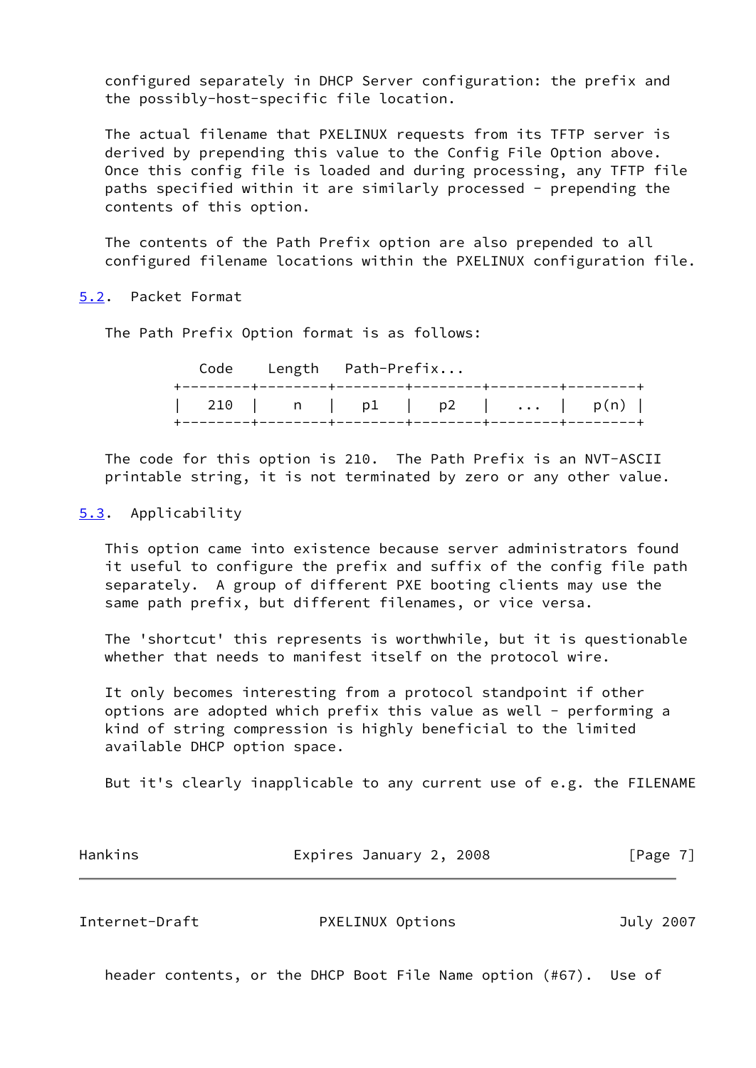configured separately in DHCP Server configuration: the prefix and the possibly-host-specific file location.

The actual filename that PXELINUX requests from its TFTP server is derived by prepending this value to the Config File Option above. Once this config file is loaded and during processing, any TFTP file paths specified within it are similarly processed - prepending the contents of this option.

The contents of the Path Prefix option are also prepended to all configured filename locations within the PXELINUX configuration file.

### 5.2. Packet Format

The Path Prefix Option format is as follows:

```
    Code    Length   Path-Prefix...
+--------+--------+--------+--------+--------+--------+
|  210   |    n   |   p1   |   p2   |   ...  |   p(n) |
+--------+--------+--------+--------+--------+--------+
```

The code for this option is 210. The Path Prefix is an NVT-ASCII printable string, it is not terminated by zero or any other value.

### 5.3. Applicability

This option came into existence because server administrators found it useful to configure the prefix and suffix of the config file path separately. A group of different PXE booting clients may use the same path prefix, but different filenames, or vice versa.

The 'shortcut' this represents is worthwhile, but it is questionable whether that needs to manifest itself on the protocol wire.

It only becomes interesting from a protocol standpoint if other options are adopted which prefix this value as well - performing a kind of string compression is highly beneficial to the limited available DHCP option space.

But it's clearly inapplicable to any current use of e.g. the FILENAME header contents, or the DHCP Boot File Name option (#67). Use of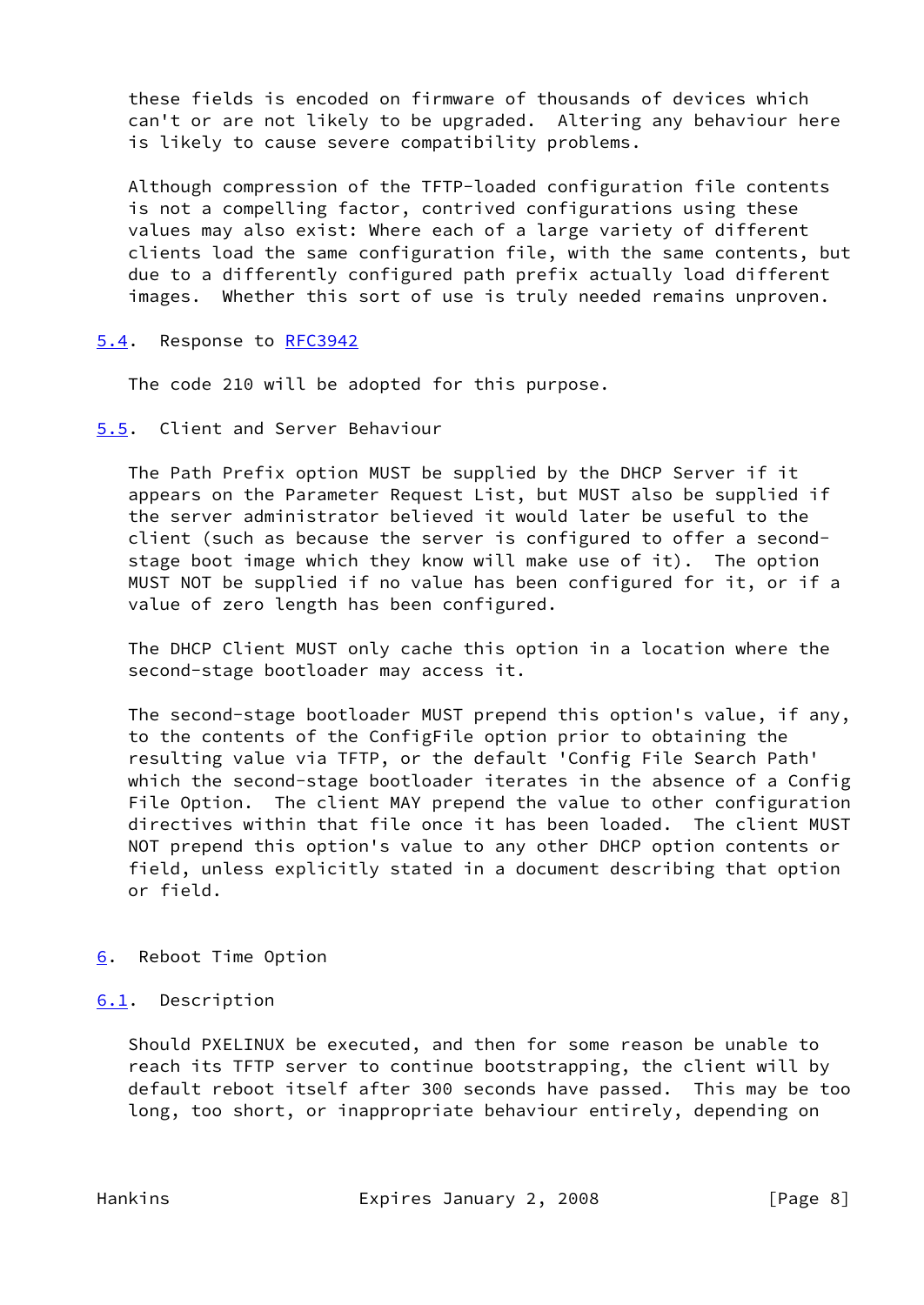these fields is encoded on firmware of thousands of devices which can't or are not likely to be upgraded. Altering any behaviour here is likely to cause severe compatibility problems.

Although compression of the TFTP-loaded configuration file contents is not a compelling factor, contrived configurations using these values may also exist: Where each of a large variety of different clients load the same configuration file, with the same contents, but due to a differently configured path prefix actually load different images. Whether this sort of use is truly needed remains unproven.

### 5.4. Response to RFC3942

The code 210 will be adopted for this purpose.

### 5.5. Client and Server Behaviour

The Path Prefix option MUST be supplied by the DHCP Server if it appears on the Parameter Request List, but MUST also be supplied if the server administrator believed it would later be useful to the client (such as because the server is configured to offer a second-stage boot image which they know will make use of it). The option MUST NOT be supplied if no value has been configured for it, or if a value of zero length has been configured.

The DHCP Client MUST only cache this option in a location where the second-stage bootloader may access it.

The second-stage bootloader MUST prepend this option's value, if any, to the contents of the ConfigFile option prior to obtaining the resulting value via TFTP, or the default 'Config File Search Path' which the second-stage bootloader iterates in the absence of a Config File Option. The client MAY prepend the value to other configuration directives within that file once it has been loaded. The client MUST NOT prepend this option's value to any other DHCP option contents or field, unless explicitly stated in a document describing that option or field.

## 6. Reboot Time Option

### 6.1. Description

Should PXELINUX be executed, and then for some reason be unable to reach its TFTP server to continue bootstrapping, the client will by default reboot itself after 300 seconds have passed. This may be too long, too short, or inappropriate behaviour entirely, depending on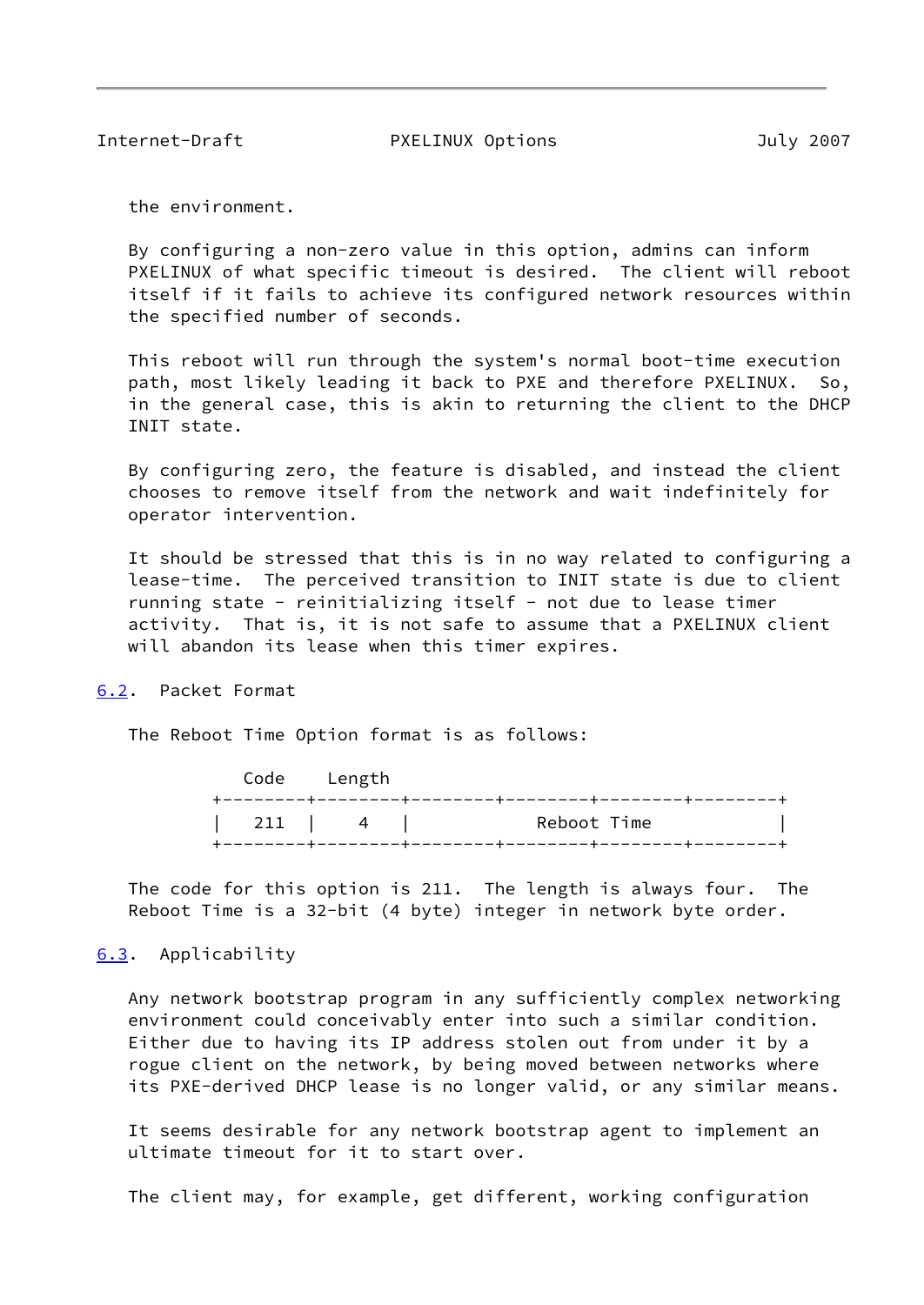the environment.

By configuring a non-zero value in this option, admins can inform PXELINUX of what specific timeout is desired. The client will reboot itself if it fails to achieve its configured network resources within the specified number of seconds.

This reboot will run through the system's normal boot-time execution path, most likely leading it back to PXE and therefore PXELINUX. So, in the general case, this is akin to returning the client to the DHCP INIT state.

By configuring zero, the feature is disabled, and instead the client chooses to remove itself from the network and wait indefinitely for operator intervention.

It should be stressed that this is in no way related to configuring a lease-time. The perceived transition to INIT state is due to client running state - reinitializing itself - not due to lease timer activity. That is, it is not safe to assume that a PXELINUX client will abandon its lease when this timer expires.

## 6.2. Packet Format

The Reboot Time Option format is as follows:

```
    Code    Length
 +--------+--------+--------+--------+--------+--------+
 |  211   |   4    |             Reboot Time           |
 +--------+--------+--------+--------+--------+--------+
```

The code for this option is 211. The length is always four. The Reboot Time is a 32-bit (4 byte) integer in network byte order.

## 6.3. Applicability

Any network bootstrap program in any sufficiently complex networking environment could conceivably enter into such a similar condition. Either due to having its IP address stolen out from under it by a rogue client on the network, by being moved between networks where its PXE-derived DHCP lease is no longer valid, or any similar means.

It seems desirable for any network bootstrap agent to implement an ultimate timeout for it to start over.

The client may, for example, get different, working configuration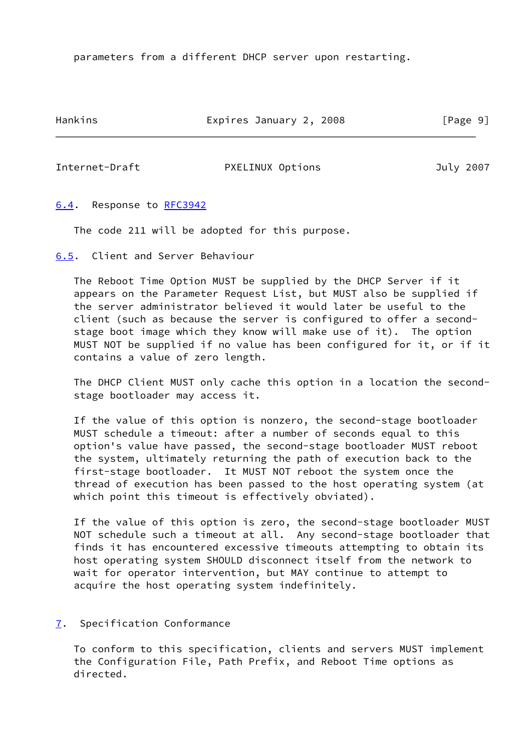parameters from a different DHCP server upon restarting.

### 6.4. Response to RFC3942

The code 211 will be adopted for this purpose.

### 6.5. Client and Server Behaviour

The Reboot Time Option MUST be supplied by the DHCP Server if it appears on the Parameter Request List, but MUST also be supplied if the server administrator believed it would later be useful to the client (such as because the server is configured to offer a second-stage boot image which they know will make use of it). The option MUST NOT be supplied if no value has been configured for it, or if it contains a value of zero length.

The DHCP Client MUST only cache this option in a location the second-stage bootloader may access it.

If the value of this option is nonzero, the second-stage bootloader MUST schedule a timeout: after a number of seconds equal to this option's value have passed, the second-stage bootloader MUST reboot the system, ultimately returning the path of execution back to the first-stage bootloader. It MUST NOT reboot the system once the thread of execution has been passed to the host operating system (at which point this timeout is effectively obviated).

If the value of this option is zero, the second-stage bootloader MUST NOT schedule such a timeout at all. Any second-stage bootloader that finds it has encountered excessive timeouts attempting to obtain its host operating system SHOULD disconnect itself from the network to wait for operator intervention, but MAY continue to attempt to acquire the host operating system indefinitely.

## 7. Specification Conformance

To conform to this specification, clients and servers MUST implement the Configuration File, Path Prefix, and Reboot Time options as directed.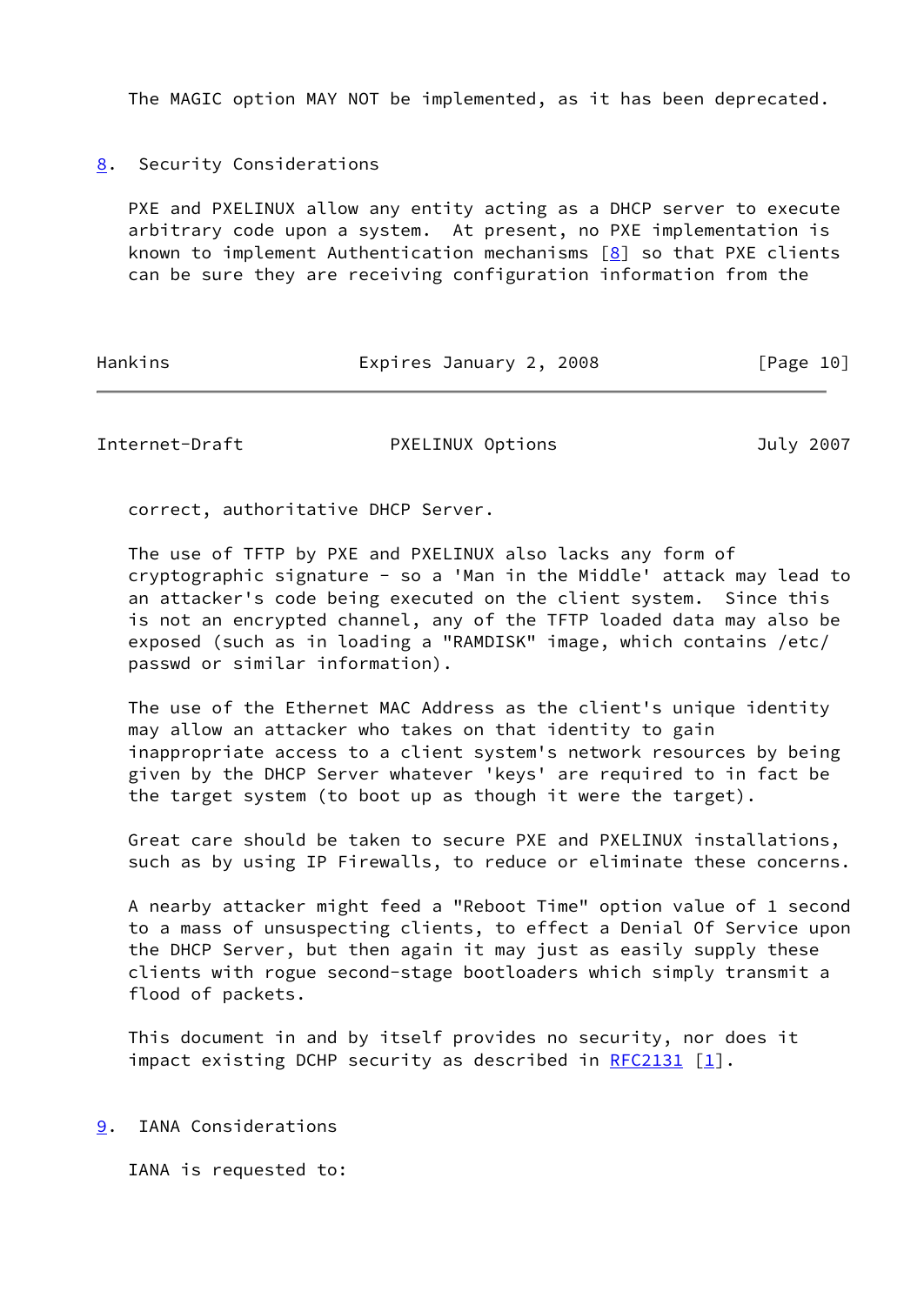The MAGIC option MAY NOT be implemented, as it has been deprecated.

## 8. Security Considerations

PXE and PXELINUX allow any entity acting as a DHCP server to execute arbitrary code upon a system. At present, no PXE implementation is known to implement Authentication mechanisms [8] so that PXE clients can be sure they are receiving configuration information from the correct, authoritative DHCP Server.

The use of TFTP by PXE and PXELINUX also lacks any form of cryptographic signature - so a 'Man in the Middle' attack may lead to an attacker's code being executed on the client system. Since this is not an encrypted channel, any of the TFTP loaded data may also be exposed (such as in loading a "RAMDISK" image, which contains /etc/passwd or similar information).

The use of the Ethernet MAC Address as the client's unique identity may allow an attacker who takes on that identity to gain inappropriate access to a client system's network resources by being given by the DHCP Server whatever 'keys' are required to in fact be the target system (to boot up as though it were the target).

Great care should be taken to secure PXE and PXELINUX installations, such as by using IP Firewalls, to reduce or eliminate these concerns.

A nearby attacker might feed a "Reboot Time" option value of 1 second to a mass of unsuspecting clients, to effect a Denial Of Service upon the DHCP Server, but then again it may just as easily supply these clients with rogue second-stage bootloaders which simply transmit a flood of packets.

This document in and by itself provides no security, nor does it impact existing DCHP security as described in RFC2131 [1].

## 9. IANA Considerations

IANA is requested to: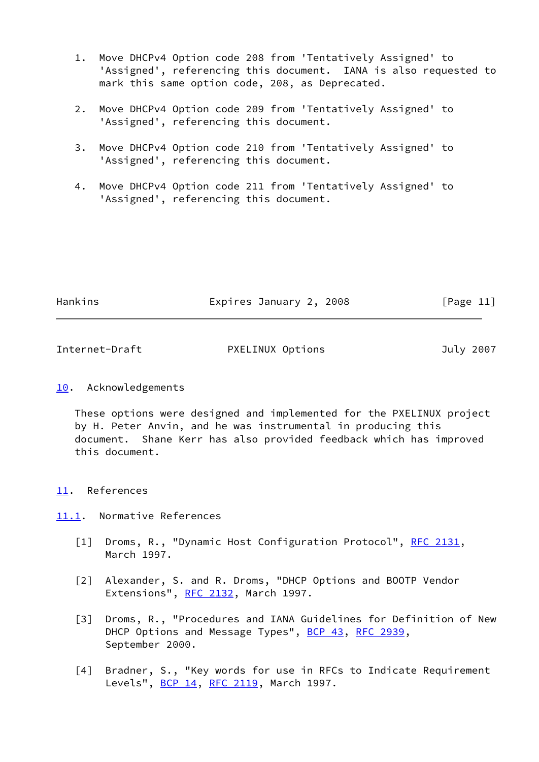1. Move DHCPv4 Option code 208 from 'Tentatively Assigned' to 'Assigned', referencing this document. IANA is also requested to mark this same option code, 208, as Deprecated.

2. Move DHCPv4 Option code 209 from 'Tentatively Assigned' to 'Assigned', referencing this document.

3. Move DHCPv4 Option code 210 from 'Tentatively Assigned' to 'Assigned', referencing this document.

4. Move DHCPv4 Option code 211 from 'Tentatively Assigned' to 'Assigned', referencing this document.

## 10. Acknowledgements

These options were designed and implemented for the PXELINUX project by H. Peter Anvin, and he was instrumental in producing this document. Shane Kerr has also provided feedback which has improved this document.

## 11. References

### 11.1. Normative References

[1] Droms, R., "Dynamic Host Configuration Protocol", RFC 2131, March 1997.

[2] Alexander, S. and R. Droms, "DHCP Options and BOOTP Vendor Extensions", RFC 2132, March 1997.

[3] Droms, R., "Procedures and IANA Guidelines for Definition of New DHCP Options and Message Types", BCP 43, RFC 2939, September 2000.

[4] Bradner, S., "Key words for use in RFCs to Indicate Requirement Levels", BCP 14, RFC 2119, March 1997.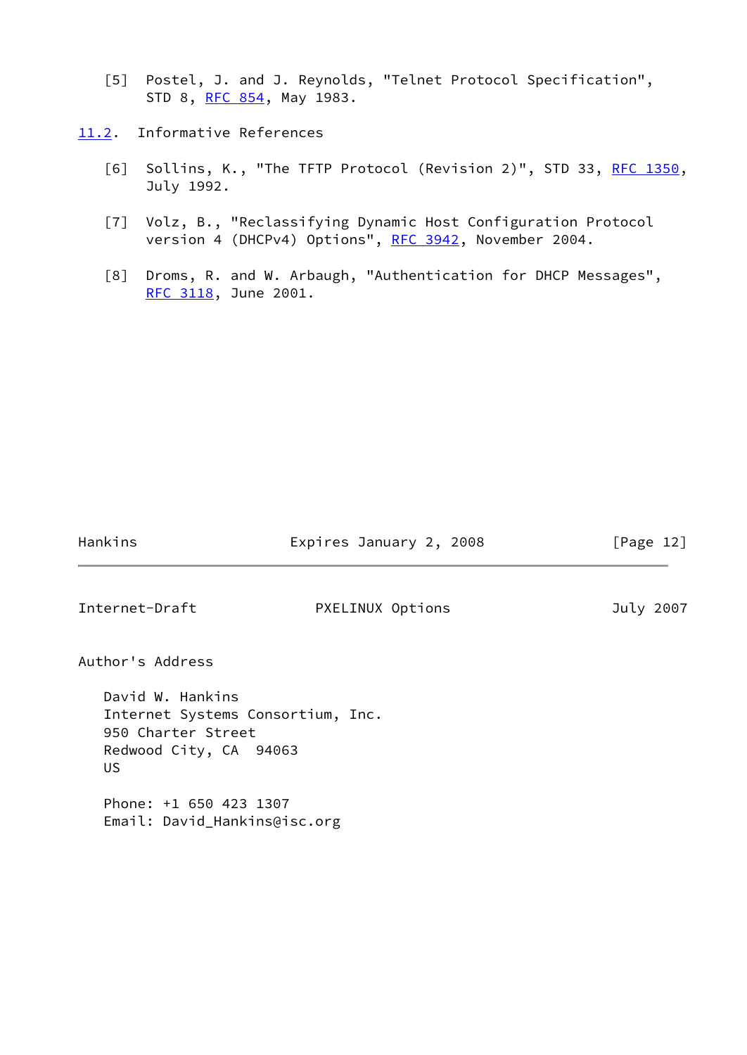[5] Postel, J. and J. Reynolds, "Telnet Protocol Specification", STD 8, RFC 854, May 1983.

## 11.2. Informative References

[6] Sollins, K., "The TFTP Protocol (Revision 2)", STD 33, RFC 1350, July 1992.

[7] Volz, B., "Reclassifying Dynamic Host Configuration Protocol version 4 (DHCPv4) Options", RFC 3942, November 2004.

[8] Droms, R. and W. Arbaugh, "Authentication for DHCP Messages", RFC 3118, June 2001.

# Author's Address

David W. Hankins
Internet Systems Consortium, Inc.
950 Charter Street
Redwood City, CA 94063
US

Phone: +1 650 423 1307
Email: David_Hankins@isc.org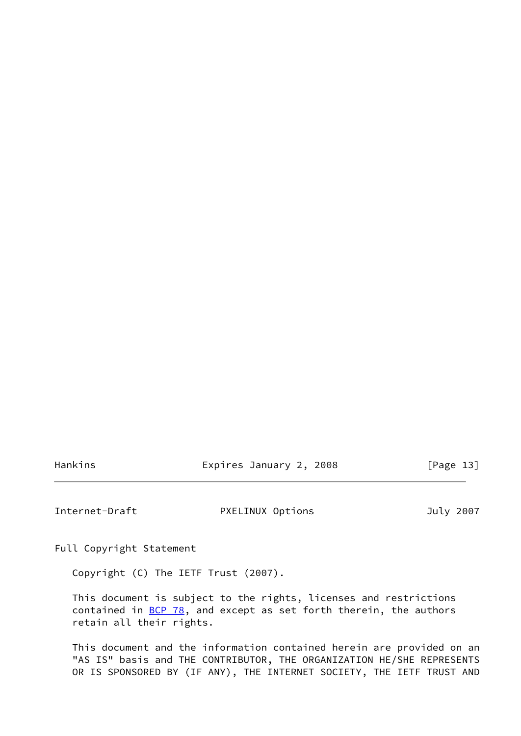## Full Copyright Statement

Copyright (C) The IETF Trust (2007).

This document is subject to the rights, licenses and restrictions contained in BCP 78, and except as set forth therein, the authors retain all their rights.

This document and the information contained herein are provided on an "AS IS" basis and THE CONTRIBUTOR, THE ORGANIZATION HE/SHE REPRESENTS OR IS SPONSORED BY (IF ANY), THE INTERNET SOCIETY, THE IETF TRUST AND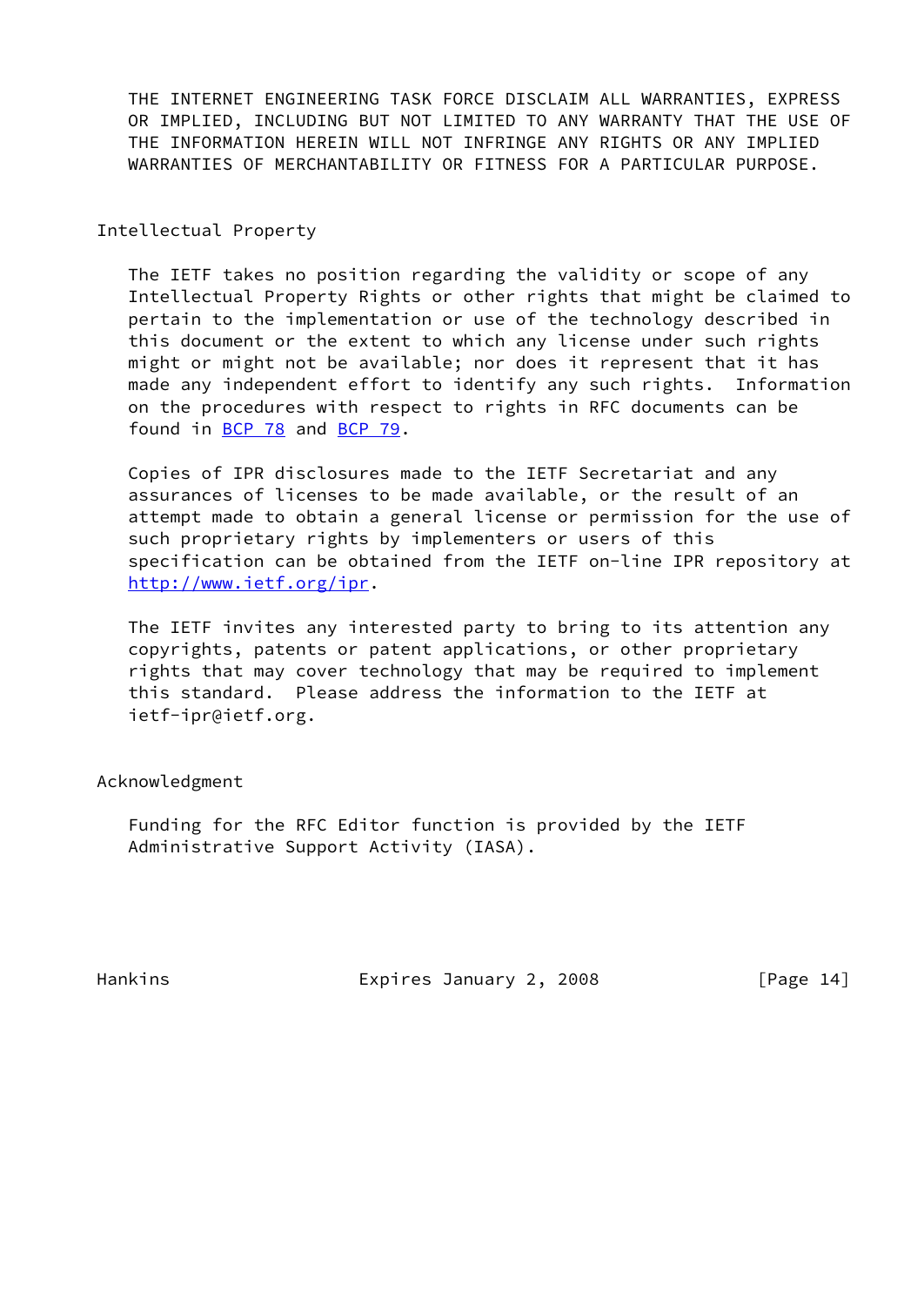THE INTERNET ENGINEERING TASK FORCE DISCLAIM ALL WARRANTIES, EXPRESS OR IMPLIED, INCLUDING BUT NOT LIMITED TO ANY WARRANTY THAT THE USE OF THE INFORMATION HEREIN WILL NOT INFRINGE ANY RIGHTS OR ANY IMPLIED WARRANTIES OF MERCHANTABILITY OR FITNESS FOR A PARTICULAR PURPOSE.

## Intellectual Property

The IETF takes no position regarding the validity or scope of any Intellectual Property Rights or other rights that might be claimed to pertain to the implementation or use of the technology described in this document or the extent to which any license under such rights might or might not be available; nor does it represent that it has made any independent effort to identify any such rights. Information on the procedures with respect to rights in RFC documents can be found in BCP 78 and BCP 79.

Copies of IPR disclosures made to the IETF Secretariat and any assurances of licenses to be made available, or the result of an attempt made to obtain a general license or permission for the use of such proprietary rights by implementers or users of this specification can be obtained from the IETF on-line IPR repository at http://www.ietf.org/ipr.

The IETF invites any interested party to bring to its attention any copyrights, patents or patent applications, or other proprietary rights that may cover technology that may be required to implement this standard. Please address the information to the IETF at ietf-ipr@ietf.org.

## Acknowledgment

Funding for the RFC Editor function is provided by the IETF Administrative Support Activity (IASA).